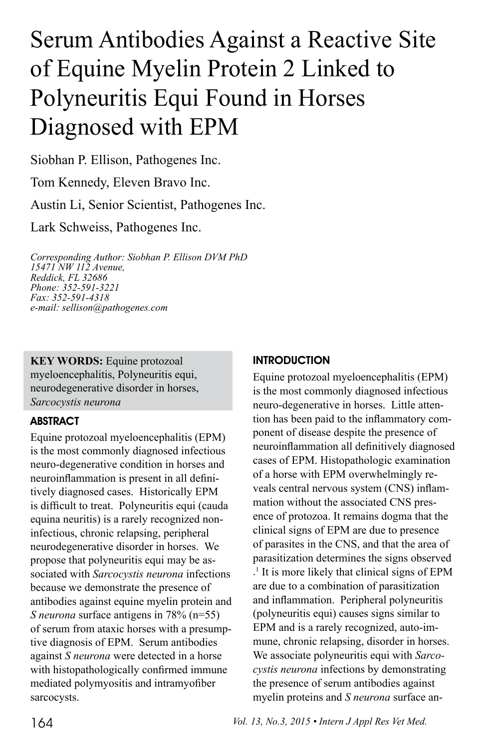# Serum Antibodies Against a Reactive Site of Equine Myelin Protein 2 Linked to Polyneuritis Equi Found in Horses Diagnosed with EPM

Siobhan P. Ellison, Pathogenes Inc.

Tom Kennedy, Eleven Bravo Inc.

Austin Li, Senior Scientist, Pathogenes Inc.

Lark Schweiss, Pathogenes Inc.

*Corresponding Author: Siobhan P. Ellison DVM PhD*
*15471 NW 112 Avenue,*
*Reddick, FL 32686*
*Phone: 352-591-3221*
*Fax: 352-591-4318*
*e-mail: sellison@pathogenes.com*

**KEY WORDS:** Equine protozoal myeloencephalitis, Polyneuritis equi, neurodegenerative disorder in horses, *Sarcocystis neurona*

## ABSTRACT

Equine protozoal myeloencephalitis (EPM) is the most commonly diagnosed infectious neuro-degenerative condition in horses and neuroinflammation is present in all definitively diagnosed cases. Historically EPM is difficult to treat. Polyneuritis equi (cauda equina neuritis) is a rarely recognized non-infectious, chronic relapsing, peripheral neurodegenerative disorder in horses. We propose that polyneuritis equi may be associated with *Sarcocystis neurona* infections because we demonstrate the presence of antibodies against equine myelin protein and *S neurona* surface antigens in 78% (n=55) of serum from ataxic horses with a presumptive diagnosis of EPM. Serum antibodies against *S neurona* were detected in a horse with histopathologically confirmed immune mediated polymyositis and intramyofiber sarcocysts.

## INTRODUCTION

Equine protozoal myeloencephalitis (EPM) is the most commonly diagnosed infectious neuro-degenerative in horses. Little attention has been paid to the inflammatory component of disease despite the presence of neuroinflammation all definitively diagnosed cases of EPM. Histopathologic examination of a horse with EPM overwhelmingly reveals central nervous system (CNS) inflammation without the associated CNS presence of protozoa. It remains dogma that the clinical signs of EPM are due to presence of parasites in the CNS, and that the area of parasitization determines the signs observed .[1] It is more likely that clinical signs of EPM are due to a combination of parasitization and inflammation. Peripheral polyneuritis (polyneuritis equi) causes signs similar to EPM and is a rarely recognized, auto-immune, chronic relapsing, disorder in horses. We associate polyneuritis equi with *Sarcocystis neurona* infections by demonstrating the presence of serum antibodies against myelin proteins and *S neurona* surface an-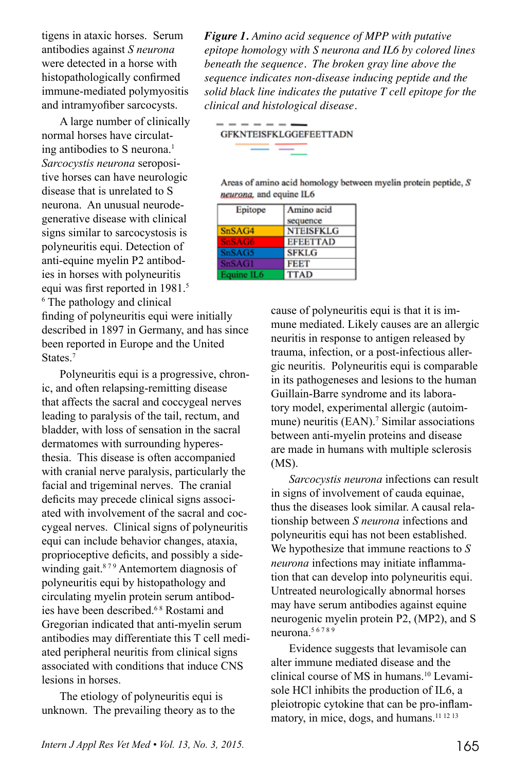tigens in ataxic horses. Serum antibodies against *S neurona* were detected in a horse with histopathologically confirmed immune-mediated polymyositis and intramyofiber sarcocysts.

A large number of clinically normal horses have circulating antibodies to S neurona.[1] *Sarcocystis neurona* seropositive horses can have neurologic disease that is unrelated to S neurona. An unusual neurodegenerative disease with clinical signs similar to sarcocystosis is polyneuritis equi. Detection of anti-equine myelin P2 antibodies in horses with polyneuritis equi was first reported in 1981.[5, 6] The pathology and clinical finding of polyneuritis equi were initially described in 1897 in Germany, and has since been reported in Europe and the United States.[7]

Polyneuritis equi is a progressive, chronic, and often relapsing-remitting disease that affects the sacral and coccygeal nerves leading to paralysis of the tail, rectum, and bladder, with loss of sensation in the sacral dermatomes with surrounding hyperesthesia. This disease is often accompanied with cranial nerve paralysis, particularly the facial and trigeminal nerves. The cranial deficits may precede clinical signs associated with involvement of the sacral and coccygeal nerves. Clinical signs of polyneuritis equi can include behavior changes, ataxia, proprioceptive deficits, and possibly a sidewinding gait.[8 7 9] Antemortem diagnosis of polyneuritis equi by histopathology and circulating myelin protein serum antibodies have been described.[6 8] Rostami and Gregorian indicated that anti-myelin serum antibodies may differentiate this T cell mediated peripheral neuritis from clinical signs associated with conditions that induce CNS lesions in horses.

The etiology of polyneuritis equi is unknown. The prevailing theory as to the cause of polyneuritis equi is that it is immune mediated. Likely causes are an allergic neuritis in response to antigen released by trauma, infection, or a post-infectious allergic neuritis. Polyneuritis equi is comparable in its pathogeneses and lesions to the human Guillain-Barre syndrome and its laboratory model, experimental allergic (autoimmune) neuritis (EAN).[7] Similar associations between anti-myelin proteins and disease are made in humans with multiple sclerosis (MS).

*Figure 1. Amino acid sequence of MPP with putative epitope homology with S neurona and IL6 by colored lines beneath the sequence. The broken gray line above the sequence indicates non-disease inducing peptide and the solid black line indicates the putative T cell epitope for the clinical and histological disease.*

GFKNTEISFKLGGEFEETTADN

Areas of amino acid homology between myelin protein peptide, *S neurona*, and equine IL6

| Epitope | Amino acid sequence |
|---|---|
| SnSAG4 | NTEISFKLG |
| SnSAG6 | EFEETTAD |
| SnSAG5 | SFKLG |
| SnSAG1 | FEET |
| Equine IL6 | TTAD |

*Sarcocystis neurona* infections can result in signs of involvement of cauda equinae, thus the diseases look similar. A causal relationship between *S neurona* infections and polyneuritis equi has not been established. We hypothesize that immune reactions to *S neurona* infections may initiate inflammation that can develop into polyneuritis equi. Untreated neurologically abnormal horses may have serum antibodies against equine neurogenic myelin protein P2, (MP2), and S neurona.[5 6 7 8 9]

Evidence suggests that levamisole can alter immune mediated disease and the clinical course of MS in humans.[10] Levamisole HCl inhibits the production of IL6, a pleiotropic cytokine that can be pro-inflammatory, in mice, dogs, and humans.[11 12 13]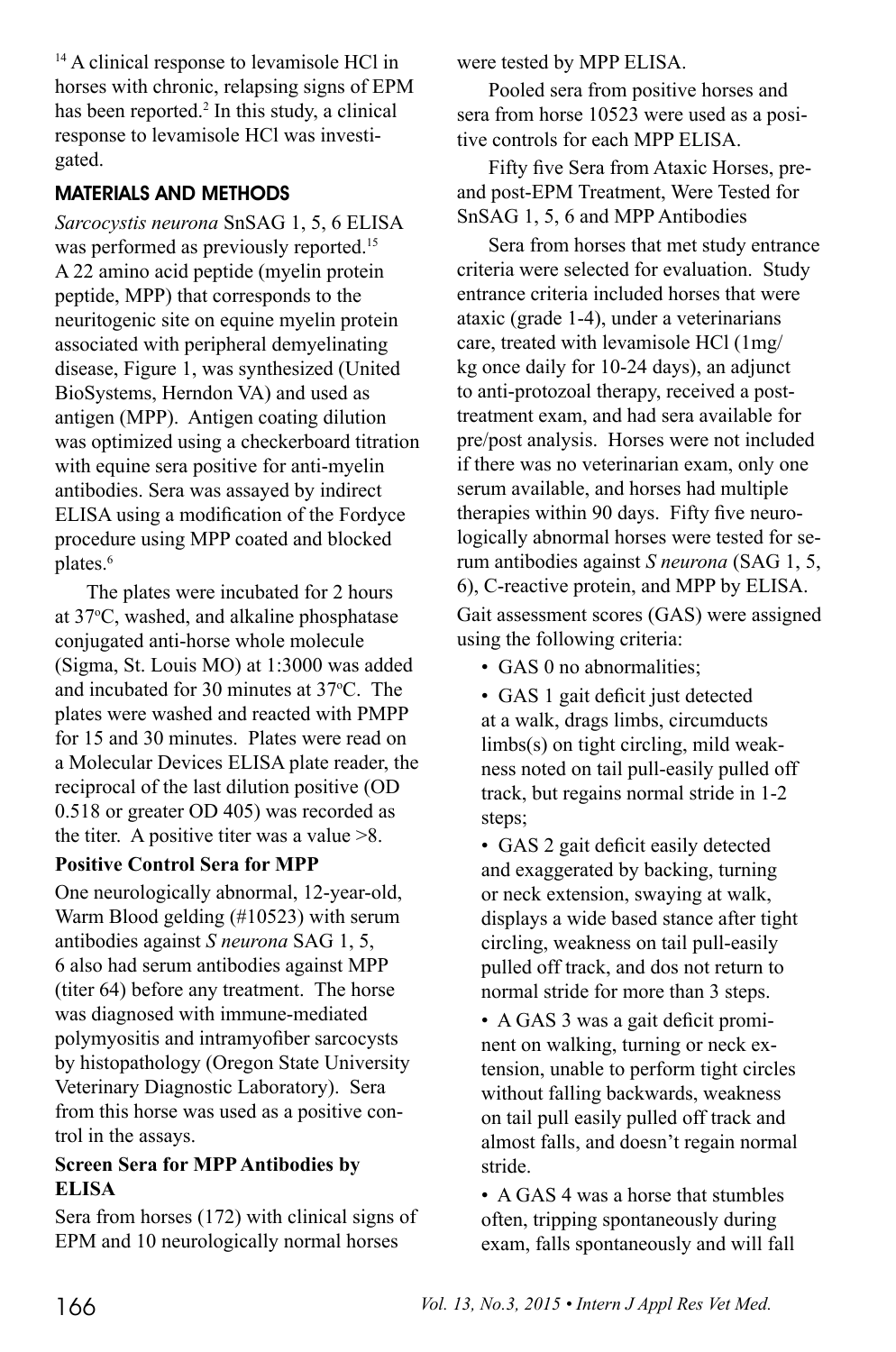[14] A clinical response to levamisole HCl in horses with chronic, relapsing signs of EPM has been reported.[2] In this study, a clinical response to levamisole HCl was investigated.

## MATERIALS AND METHODS

*Sarcocystis neurona* SnSAG 1, 5, 6 ELISA was performed as previously reported.[15] A 22 amino acid peptide (myelin protein peptide, MPP) that corresponds to the neuritogenic site on equine myelin protein associated with peripheral demyelinating disease, Figure 1, was synthesized (United BioSystems, Herndon VA) and used as antigen (MPP). Antigen coating dilution was optimized using a checkerboard titration with equine sera positive for anti-myelin antibodies. Sera was assayed by indirect ELISA using a modification of the Fordyce procedure using MPP coated and blocked plates.[6]

The plates were incubated for 2 hours at 37ºC, washed, and alkaline phosphatase conjugated anti-horse whole molecule (Sigma, St. Louis MO) at 1:3000 was added and incubated for 30 minutes at 37ºC. The plates were washed and reacted with PMPP for 15 and 30 minutes. Plates were read on a Molecular Devices ELISA plate reader, the reciprocal of the last dilution positive (OD 0.518 or greater OD 405) was recorded as the titer. A positive titer was a value >8.

**Positive Control Sera for MPP**

One neurologically abnormal, 12-year-old, Warm Blood gelding (#10523) with serum antibodies against *S neurona* SAG 1, 5, 6 also had serum antibodies against MPP (titer 64) before any treatment. The horse was diagnosed with immune-mediated polymyositis and intramyofiber sarcocysts by histopathology (Oregon State University Veterinary Diagnostic Laboratory). Sera from this horse was used as a positive control in the assays.

**Screen Sera for MPP Antibodies by ELISA**

Sera from horses (172) with clinical signs of EPM and 10 neurologically normal horses were tested by MPP ELISA.

Pooled sera from positive horses and sera from horse 10523 were used as a positive controls for each MPP ELISA.

Fifty five Sera from Ataxic Horses, pre- and post-EPM Treatment, Were Tested for SnSAG 1, 5, 6 and MPP Antibodies

Sera from horses that met study entrance criteria were selected for evaluation. Study entrance criteria included horses that were ataxic (grade 1-4), under a veterinarians care, treated with levamisole HCl (1mg/kg once daily for 10-24 days), an adjunct to anti-protozoal therapy, received a post-treatment exam, and had sera available for pre/post analysis. Horses were not included if there was no veterinarian exam, only one serum available, and horses had multiple therapies within 90 days. Fifty five neurologically abnormal horses were tested for serum antibodies against *S neurona* (SAG 1, 5, 6), C-reactive protein, and MPP by ELISA.

Gait assessment scores (GAS) were assigned using the following criteria:

- GAS 0 no abnormalities;
- GAS 1 gait deficit just detected at a walk, drags limbs, circumducts limbs(s) on tight circling, mild weakness noted on tail pull-easily pulled off track, but regains normal stride in 1-2 steps;
- GAS 2 gait deficit easily detected and exaggerated by backing, turning or neck extension, swaying at walk, displays a wide based stance after tight circling, weakness on tail pull-easily pulled off track, and dos not return to normal stride for more than 3 steps.
- A GAS 3 was a gait deficit prominent on walking, turning or neck extension, unable to perform tight circles without falling backwards, weakness on tail pull easily pulled off track and almost falls, and doesn't regain normal stride.
- A GAS 4 was a horse that stumbles often, tripping spontaneously during exam, falls spontaneously and will fall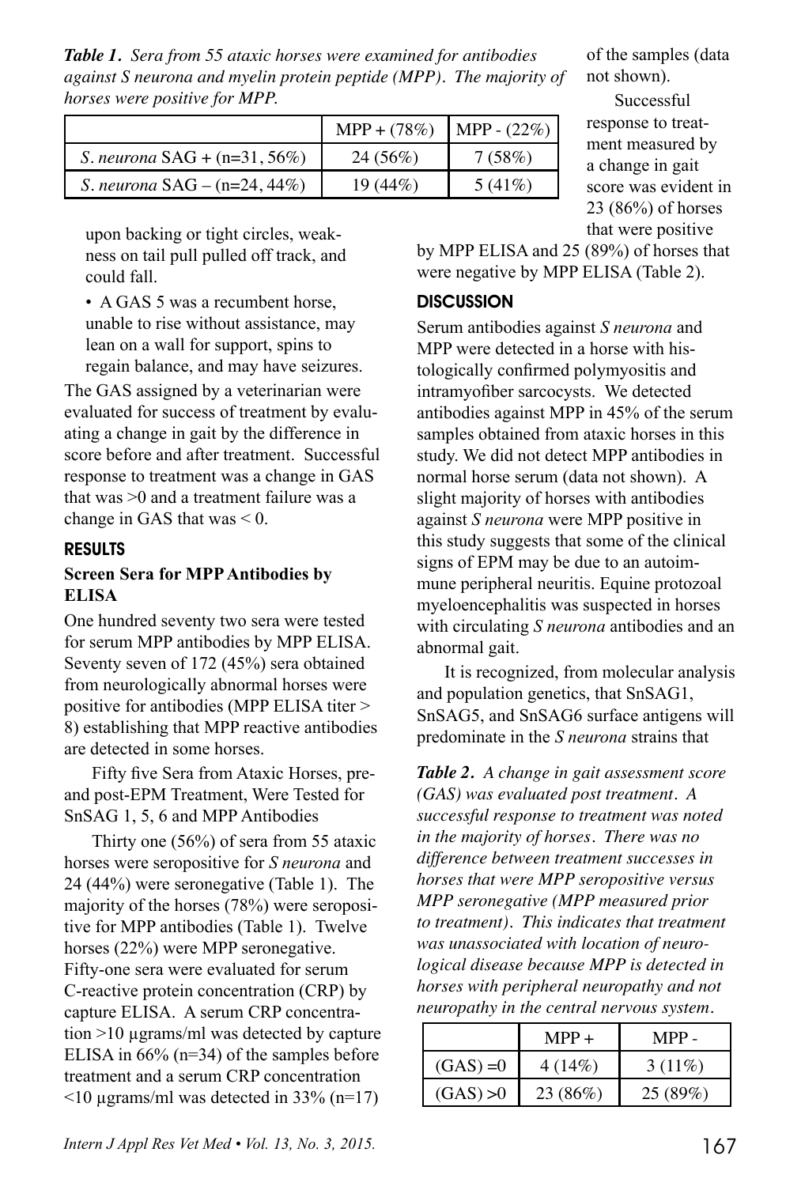*Table 1. Sera from 55 ataxic horses were examined for antibodies against S neurona and myelin protein peptide (MPP). The majority of horses were positive for MPP.*

| | MPP + (78%) | MPP - (22%) |
|---|---|---|
| *S. neurona* SAG + (n=31, 56%) | 24 (56%) | 7 (58%) |
| *S. neurona* SAG – (n=24, 44%) | 19 (44%) | 5 (41%) |

upon backing or tight circles, weakness on tail pull pulled off track, and could fall.

- A GAS 5 was a recumbent horse, unable to rise without assistance, may lean on a wall for support, spins to regain balance, and may have seizures.

The GAS assigned by a veterinarian were evaluated for success of treatment by evaluating a change in gait by the difference in score before and after treatment. Successful response to treatment was a change in GAS that was >0 and a treatment failure was a change in GAS that was < 0.

## RESULTS

### Screen Sera for MPP Antibodies by ELISA

One hundred seventy two sera were tested for serum MPP antibodies by MPP ELISA. Seventy seven of 172 (45%) sera obtained from neurologically abnormal horses were positive for antibodies (MPP ELISA titer > 8) establishing that MPP reactive antibodies are detected in some horses.

Fifty five Sera from Ataxic Horses, pre- and post-EPM Treatment, Were Tested for SnSAG 1, 5, 6 and MPP Antibodies

Thirty one (56%) of sera from 55 ataxic horses were seropositive for *S neurona* and 24 (44%) were seronegative (Table 1). The majority of the horses (78%) were seropositive for MPP antibodies (Table 1). Twelve horses (22%) were MPP seronegative. Fifty-one sera were evaluated for serum C-reactive protein concentration (CRP) by capture ELISA. A serum CRP concentration >10 µgrams/ml was detected by capture ELISA in 66% (n=34) of the samples before treatment and a serum CRP concentration <10 µgrams/ml was detected in 33% (n=17) of the samples (data not shown).

Successful response to treatment measured by a change in gait score was evident in 23 (86%) of horses that were positive by MPP ELISA and 25 (89%) of horses that were negative by MPP ELISA (Table 2).

## DISCUSSION

Serum antibodies against *S neurona* and MPP were detected in a horse with histologically confirmed polymyositis and intramyofiber sarcocysts. We detected antibodies against MPP in 45% of the serum samples obtained from ataxic horses in this study. We did not detect MPP antibodies in normal horse serum (data not shown). A slight majority of horses with antibodies against *S neurona* were MPP positive in this study suggests that some of the clinical signs of EPM may be due to an autoimmune peripheral neuritis. Equine protozoal myeloencephalitis was suspected in horses with circulating *S neurona* antibodies and an abnormal gait.

It is recognized, from molecular analysis and population genetics, that SnSAG1, SnSAG5, and SnSAG6 surface antigens will predominate in the *S neurona* strains that

*Table 2. A change in gait assessment score (GAS) was evaluated post treatment. A successful response to treatment was noted in the majority of horses. There was no difference between treatment successes in horses that were MPP seropositive versus MPP seronegative (MPP measured prior to treatment). This indicates that treatment was unassociated with location of neurological disease because MPP is detected in horses with peripheral neuropathy and not neuropathy in the central nervous system.*

| | MPP + | MPP - |
|---|---|---|
| (GAS) =0 | 4 (14%) | 3 (11%) |
| (GAS) >0 | 23 (86%) | 25 (89%) |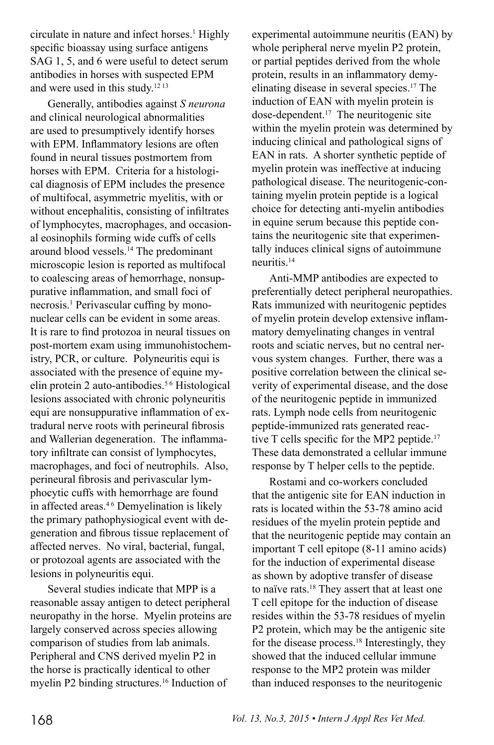circulate in nature and infect horses.[1] Highly specific bioassay using surface antigens SAG 1, 5, and 6 were useful to detect serum antibodies in horses with suspected EPM and were used in this study.[12 13]

Generally, antibodies against *S neurona* and clinical neurological abnormalities are used to presumptively identify horses with EPM. Inflammatory lesions are often found in neural tissues postmortem from horses with EPM. Criteria for a histological diagnosis of EPM includes the presence of multifocal, asymmetric myelitis, with or without encephalitis, consisting of infiltrates of lymphocytes, macrophages, and occasional eosinophils forming wide cuffs of cells around blood vessels.[14] The predominant microscopic lesion is reported as multifocal to coalescing areas of hemorrhage, nonsuppurative inflammation, and small foci of necrosis.[1] Perivascular cuffing by mononuclear cells can be evident in some areas. It is rare to find protozoa in neural tissues on post-mortem exam using immunohistochemistry, PCR, or culture. Polyneuritis equi is associated with the presence of equine myelin protein 2 auto-antibodies.[5 6] Histological lesions associated with chronic polyneuritis equi are nonsuppurative inflammation of extradural nerve roots with perineural fibrosis and Wallerian degeneration. The inflammatory infiltrate can consist of lymphocytes, macrophages, and foci of neutrophils. Also, perineural fibrosis and perivascular lymphocytic cuffs with hemorrhage are found in affected areas.[4 6] Demyelination is likely the primary pathophysiogical event with degeneration and fibrous tissue replacement of affected nerves. No viral, bacterial, fungal, or protozoal agents are associated with the lesions in polyneuritis equi.

Several studies indicate that MPP is a reasonable assay antigen to detect peripheral neuropathy in the horse. Myelin proteins are largely conserved across species allowing comparison of studies from lab animals. Peripheral and CNS derived myelin P2 in the horse is practically identical to other myelin P2 binding structures.[16] Induction of experimental autoimmune neuritis (EAN) by whole peripheral nerve myelin P2 protein, or partial peptides derived from the whole protein, results in an inflammatory demyelinating disease in several species.[17] The induction of EAN with myelin protein is dose-dependent.[17] The neuritogenic site within the myelin protein was determined by inducing clinical and pathological signs of EAN in rats. A shorter synthetic peptide of myelin protein was ineffective at inducing pathological disease. The neuritogenic-containing myelin protein peptide is a logical choice for detecting anti-myelin antibodies in equine serum because this peptide contains the neuritogenic site that experimentally induces clinical signs of autoimmune neuritis.[14]

Anti-MMP antibodies are expected to preferentially detect peripheral neuropathies. Rats immunized with neuritogenic peptides of myelin protein develop extensive inflammatory demyelinating changes in ventral roots and sciatic nerves, but no central nervous system changes. Further, there was a positive correlation between the clinical severity of experimental disease, and the dose of the neuritogenic peptide in immunized rats. Lymph node cells from neuritogenic peptide-immunized rats generated reactive T cells specific for the MP2 peptide.[17] These data demonstrated a cellular immune response by T helper cells to the peptide.

Rostami and co-workers concluded that the antigenic site for EAN induction in rats is located within the 53-78 amino acid residues of the myelin protein peptide and that the neuritogenic peptide may contain an important T cell epitope (8-11 amino acids) for the induction of experimental disease as shown by adoptive transfer of disease to naïve rats.[18] They assert that at least one T cell epitope for the induction of disease resides within the 53-78 residues of myelin P2 protein, which may be the antigenic site for the disease process.[18] Interestingly, they showed that the induced cellular immune response to the MP2 protein was milder than induced responses to the neuritogenic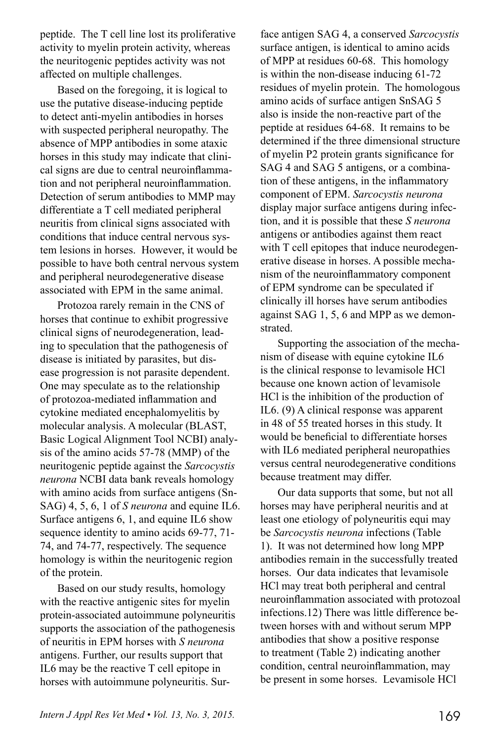peptide. The T cell line lost its proliferative activity to myelin protein activity, whereas the neuritogenic peptides activity was not affected on multiple challenges.

Based on the foregoing, it is logical to use the putative disease-inducing peptide to detect anti-myelin antibodies in horses with suspected peripheral neuropathy. The absence of MPP antibodies in some ataxic horses in this study may indicate that clinical signs are due to central neuroinflammation and not peripheral neuroinflammation. Detection of serum antibodies to MMP may differentiate a T cell mediated peripheral neuritis from clinical signs associated with conditions that induce central nervous system lesions in horses. However, it would be possible to have both central nervous system and peripheral neurodegenerative disease associated with EPM in the same animal.

Protozoa rarely remain in the CNS of horses that continue to exhibit progressive clinical signs of neurodegeneration, leading to speculation that the pathogenesis of disease is initiated by parasites, but disease progression is not parasite dependent. One may speculate as to the relationship of protozoa-mediated inflammation and cytokine mediated encephalomyelitis by molecular analysis. A molecular (BLAST, Basic Logical Alignment Tool NCBI) analysis of the amino acids 57-78 (MMP) of the neuritogenic peptide against the *Sarcocystis neurona* NCBI data bank reveals homology with amino acids from surface antigens (SnSAG) 4, 5, 6, 1 of *S neurona* and equine IL6. Surface antigens 6, 1, and equine IL6 show sequence identity to amino acids 69-77, 71-74, and 74-77, respectively. The sequence homology is within the neuritogenic region of the protein.

Based on our study results, homology with the reactive antigenic sites for myelin protein-associated autoimmune polyneuritis supports the association of the pathogenesis of neuritis in EPM horses with *S neurona* antigens. Further, our results support that IL6 may be the reactive T cell epitope in horses with autoimmune polyneuritis. Surface antigen SAG 4, a conserved *Sarcocystis* surface antigen, is identical to amino acids of MPP at residues 60-68. This homology is within the non-disease inducing 61-72 residues of myelin protein. The homologous amino acids of surface antigen SnSAG 5 also is inside the non-reactive part of the peptide at residues 64-68. It remains to be determined if the three dimensional structure of myelin P2 protein grants significance for SAG 4 and SAG 5 antigens, or a combination of these antigens, in the inflammatory component of EPM. *Sarcocystis neurona* display major surface antigens during infection, and it is possible that these *S neurona* antigens or antibodies against them react with T cell epitopes that induce neurodegenerative disease in horses. A possible mechanism of the neuroinflammatory component of EPM syndrome can be speculated if clinically ill horses have serum antibodies against SAG 1, 5, 6 and MPP as we demonstrated.

Supporting the association of the mechanism of disease with equine cytokine IL6 is the clinical response to levamisole HCl because one known action of levamisole HCl is the inhibition of the production of IL6. (9) A clinical response was apparent in 48 of 55 treated horses in this study. It would be beneficial to differentiate horses with IL6 mediated peripheral neuropathies versus central neurodegenerative conditions because treatment may differ.

Our data supports that some, but not all horses may have peripheral neuritis and at least one etiology of polyneuritis equi may be *Sarcocystis neurona* infections (Table 1). It was not determined how long MPP antibodies remain in the successfully treated horses. Our data indicates that levamisole HCl may treat both peripheral and central neuroinflammation associated with protozoal infections.12) There was little difference between horses with and without serum MPP antibodies that show a positive response to treatment (Table 2) indicating another condition, central neuroinflammation, may be present in some horses. Levamisole HCl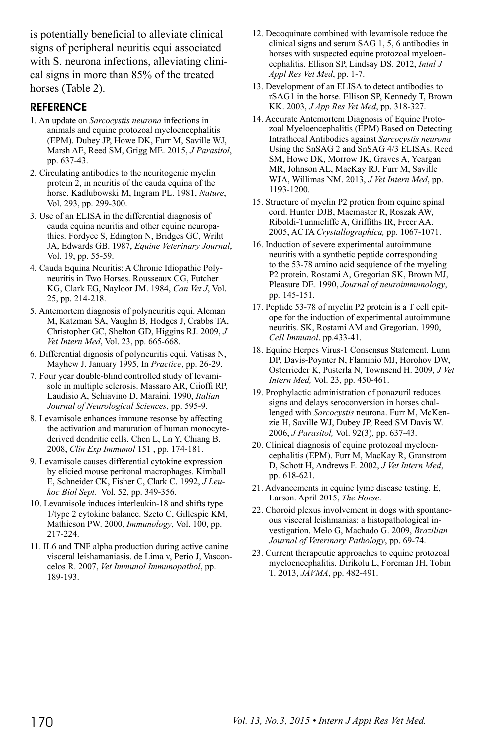is potentially beneficial to alleviate clinical signs of peripheral neuritis equi associated with S. neurona infections, alleviating clinical signs in more than 85% of the treated horses (Table 2).

## REFERENCE

1. An update on *Sarcocystis neurona* infections in animals and equine protozoal myeloencephalitis (EPM). Dubey JP, Howe DK, Furr M, Saville WJ, Marsh AE, Reed SM, Grigg ME. 2015, *J Parasitol*, pp. 637-43.
2. Circulating antibodies to the neuritogenic myelin protein 2, in neuritis of the cauda equina of the horse. Kadlubowski M, Ingram PL. 1981, *Nature*, Vol. 293, pp. 299-300.
3. Use of an ELISA in the differential diagnosis of cauda equina neuritis and other equine neuropathies. Fordyce S, Edington N, Bridges GC, Wriht JA, Edwards GB. 1987, *Equine Veterinary Journal*, Vol. 19, pp. 55-59.
4. Cauda Equina Neuritis: A Chronic Idiopathic Polyneuritis in Two Horses. Rousseaux CG, Futcher KG, Clark EG, Nayloor JM. 1984, *Can Vet J*, Vol. 25, pp. 214-218.
5. Antemortem diagnosis of polyneuritis equi. Aleman M, Katzman SA, Vaughn B, Hodges J, Crabbs TA, Christopher GC, Shelton GD, Higgins RJ. 2009, *J Vet Intern Med*, Vol. 23, pp. 665-668.
6. Differential dignosis of polyneuritis equi. Vatisas N, Mayhew J. January 1995, In *Practice*, pp. 26-29.
7. Four year double-blind controlled study of levamisole in multiple sclerosis. Massaro AR, Ciioffi RP, Laudisio A, Schiavino D, Maraini. 1990, *Italian Journal of Neurological Sciences*, pp. 595-9.
8. Levamisole enhances immune resonse by affecting the activation and maturation of human monocyte-derived dendritic cells. Chen L, Ln Y, Chiang B. 2008, *Clin Exp Immunol* 151 , pp. 174-181.
9. Levamisole causes differential cytokine expression by elicied mouse peritonal macrophages. Kimball E, Schneider CK, Fisher C, Clark C. 1992, *J Leukoc Biol Sept.* Vol. 52, pp. 349-356.
10. Levamisole induces interleukin-18 and shifts type 1/type 2 cytokine balance. Szeto C, Gillespie KM, Mathieson PW. 2000, *Immunology*, Vol. 100, pp. 217-224.
11. IL6 and TNF alpha production during active canine visceral leishamaniasis. de Lima v, Perio J, Vasconcelos R. 2007, *Vet Immunol Immunopathol*, pp. 189-193.
12. Decoquinate combined with levamisole reduce the clinical signs and serum SAG 1, 5, 6 antibodies in horses with suspected equine protozoal myeloencephalitis. Ellison SP, Lindsay DS. 2012, *Intnl J Appl Res Vet Med*, pp. 1-7.
13. Development of an ELISA to detect antibodies to rSAG1 in the horse. Ellison SP, Kennedy T, Brown KK. 2003, *J App Res Vet Med*, pp. 318-327.
14. Accurate Antemortem Diagnosis of Equine Protozoal Myeloencephalitis (EPM) Based on Detecting Intrathecal Antibodies against *Sarcocystis neurona* Using the SnSAG 2 and SnSAG 4/3 ELISAs. Reed SM, Howe DK, Morrow JK, Graves A, Yeargan MR, Johnson AL, MacKay RJ, Furr M, Saville WJA, Willimas NM. 2013, *J Vet Intern Med*, pp. 1193-1200.
15. Structure of myelin P2 protien from equine spinal cord. Hunter DJB, Macmaster R, Roszak AW, Riboldi-Tunnicliffe A, Griffiths IR, Freer AA. 2005, ACTA *Crystallographica,* pp. 1067-1071.
16. Induction of severe experimental autoimmune neuritis with a synthetic peptide corresponding to the 53-78 amino acid sequience of the myeling P2 protein. Rostami A, Gregorian SK, Brown MJ, Pleasure DE. 1990, *Journal of neuroimmunology*, pp. 145-151.
17. Peptide 53-78 of myelin P2 protein is a T cell epitope for the induction of experimental autoimmune neuritis. SK, Rostami AM and Gregorian. 1990, *Cell Immunol*. pp.433-41.
18. Equine Herpes Virus-1 Consensus Statement. Lunn DP, Davis-Poynter N, Flaminio MJ, Horohov DW, Osterrieder K, Pusterla N, Townsend H. 2009, *J Vet Intern Med,* Vol. 23, pp. 450-461.
19. Prophylactic administration of ponazuril reduces signs and delays seroconversion in horses challenged with *Sarcocystis* neurona. Furr M, McKenzie H, Saville WJ, Dubey JP, Reed SM Davis W. 2006, *J Parasitol,* Vol. 92(3), pp. 637-43.
20. Clinical diagnosis of equine protozoal myeloencephalitis (EPM). Furr M, MacKay R, Granstrom D, Schott H, Andrews F. 2002, *J Vet Intern Med*, pp. 618-621.
21. Advancements in equine lyme disease testing. E, Larson. April 2015, *The Horse*.
22. Choroid plexus involvement in dogs with spontaneous visceral leishmanias: a histopathological investigation. Melo G, Machado G. 2009, *Brazilian Journal of Veterinary Pathology*, pp. 69-74.
23. Current therapeutic approaches to equine protozoal myeloencephalitis. Dirikolu L, Foreman JH, Tobin T. 2013, *JAVMA*, pp. 482-491.